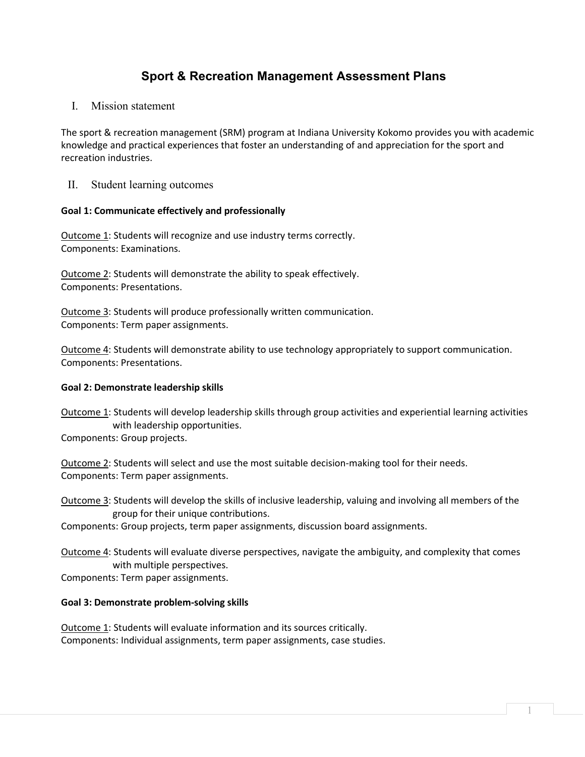# Sport & Recreation Management Assessment Plans

## I. Mission statement

The sport & recreation management (SRM) program at Indiana University Kokomo provides you with academic knowledge and practical experiences that foster an understanding of and appreciation for the sport and recreation industries.

## II. Student learning outcomes

### Goal 1: Communicate effectively and professionally

Outcome 1: Students will recognize and use industry terms correctly.
Components: Examinations.

Outcome 2: Students will demonstrate the ability to speak effectively.
Components: Presentations.

Outcome 3: Students will produce professionally written communication.
Components: Term paper assignments.

Outcome 4: Students will demonstrate ability to use technology appropriately to support communication.
Components: Presentations.

### Goal 2: Demonstrate leadership skills

Outcome 1: Students will develop leadership skills through group activities and experiential learning activities with leadership opportunities.
Components: Group projects.

Outcome 2: Students will select and use the most suitable decision-making tool for their needs.
Components: Term paper assignments.

Outcome 3: Students will develop the skills of inclusive leadership, valuing and involving all members of the group for their unique contributions.
Components: Group projects, term paper assignments, discussion board assignments.

Outcome 4: Students will evaluate diverse perspectives, navigate the ambiguity, and complexity that comes with multiple perspectives.
Components: Term paper assignments.

### Goal 3: Demonstrate problem-solving skills

Outcome 1: Students will evaluate information and its sources critically.
Components: Individual assignments, term paper assignments, case studies.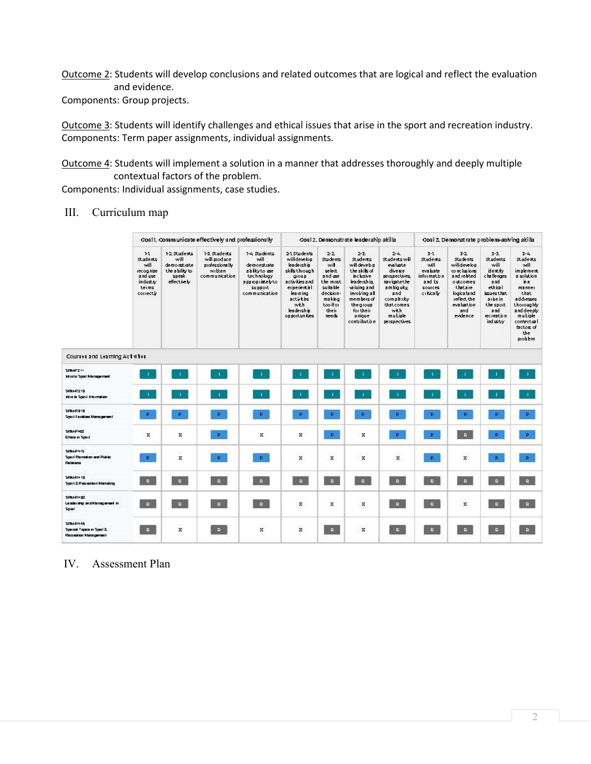Outcome 2: Students will develop conclusions and related outcomes that are logical and reflect the evaluation and evidence.
Components: Group projects.

Outcome 3: Students will identify challenges and ethical issues that arise in the sport and recreation industry.
Components: Term paper assignments, individual assignments.

Outcome 4: Students will implement a solution in a manner that addresses thoroughly and deeply multiple contextual factors of the problem.
Components: Individual assignments, case studies.

## III. Curriculum map

| | Goal 1. Communicate effectively and professionally | | | | Goal 2. Demonstrate leadership skills | | | | Goal 3. Demonstrate problem-solving skills | | | |
|---|---|---|---|---|---|---|---|---|---|---|---|---|
| | 1-1. Students will recognize and use industry terms correctly | 1-2. Students will demonstrate the ability to speak effectively | 1-3. Students will produce professionally written communication | 1-4. Students will demonstrate ability to use technology appropriately to support communication | 2-1. Students will develop leadership skills through group activities and experiential learning activities with leadership opportunities | 2-2. Students will select and use the most suitable decision-making tool for their needs | 2-3. Students will develop the skills of inclusive leadership, valuing and involving all members of the group for their unique contribution | 2-4. Students will evaluate diverse perspectives, navigate the ambiguity and complexity that comes with multiple perspectives | 3-1. Students will evaluate information and its sources critically | 3-2. Students will develop conclusions and related outcomes that are logical and reflect the evaluation and evidence | 3-3. Students will identify challenges and ethical issues that arise in the sport and recreation industry | 3-4. Students will implement a solution in a manner that addresses thoroughly and deeply multiple contextual factors of the problem |
| **Courses and Learning Activities** | | | | | | | | | | | | |
| SPMP 211 Intro to Sport Management | I | I | I | I | I | I | I | I | I | I | I | I |
| SPMR 219 Intro to Sport Information | I | I | I | I | I | I | I | I | I | I | I | I |
| SPMR 319 Sport Facilities Management | P | P | P | P | P | P | P | P | P | P | P | P |
| SPMP 402 Ethics in Sport | x | x | P | x | x | P | x | P | P | R | P | P |
| SPMP 415 Sport Promotion and Public Relations | P | x | P | P | x | x | x | x | P | x | P | P |
| SPMR 418 Sport & Recreation Marketing | R | R | R | R | R | R | R | R | R | R | R | R |
| SPMR 432 Leadership and Management in Sport | R | R | R | R | x | x | x | R | R | x | R | R |
| SPMR 445 Special Topics in Sport & Recreation Management | R | x | R | x | x | R | x | R | R | R | R | R |

## IV. Assessment Plan